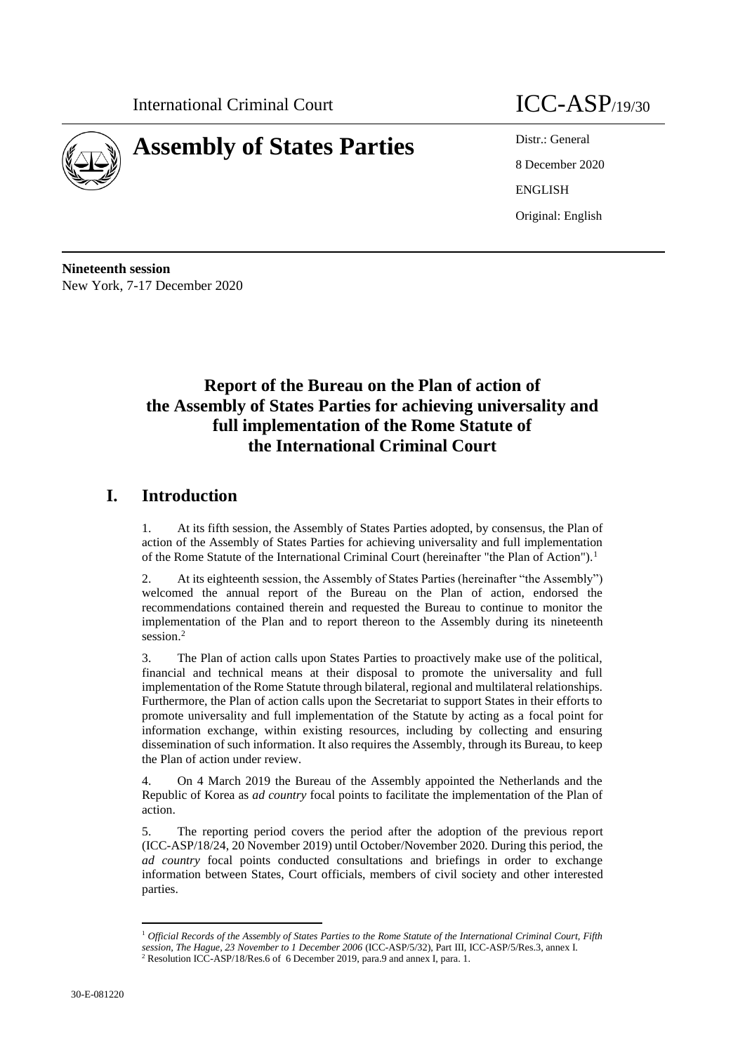International Criminal Court

ICC-ASP/19/30

# Assembly of States Parties

Distr.: General

8 December 2020

ENGLISH

Original: English

**Nineteenth session**
New York, 7-17 December 2020

## Report of the Bureau on the Plan of action of the Assembly of States Parties for achieving universality and full implementation of the Rome Statute of the International Criminal Court

## I. Introduction

1. At its fifth session, the Assembly of States Parties adopted, by consensus, the Plan of action of the Assembly of States Parties for achieving universality and full implementation of the Rome Statute of the International Criminal Court (hereinafter "the Plan of Action").[1]

2. At its eighteenth session, the Assembly of States Parties (hereinafter "the Assembly") welcomed the annual report of the Bureau on the Plan of action, endorsed the recommendations contained therein and requested the Bureau to continue to monitor the implementation of the Plan and to report thereon to the Assembly during its nineteenth session.[2]

3. The Plan of action calls upon States Parties to proactively make use of the political, financial and technical means at their disposal to promote the universality and full implementation of the Rome Statute through bilateral, regional and multilateral relationships. Furthermore, the Plan of action calls upon the Secretariat to support States in their efforts to promote universality and full implementation of the Statute by acting as a focal point for information exchange, within existing resources, including by collecting and ensuring dissemination of such information. It also requires the Assembly, through its Bureau, to keep the Plan of action under review.

4. On 4 March 2019 the Bureau of the Assembly appointed the Netherlands and the Republic of Korea as *ad country* focal points to facilitate the implementation of the Plan of action.

5. The reporting period covers the period after the adoption of the previous report (ICC-ASP/18/24, 20 November 2019) until October/November 2020. During this period, the *ad country* focal points conducted consultations and briefings in order to exchange information between States, Court officials, members of civil society and other interested parties.

---

[1] *Official Records of the Assembly of States Parties to the Rome Statute of the International Criminal Court, Fifth session, The Hague, 23 November to 1 December 2006* (ICC-ASP/5/32), Part III, ICC-ASP/5/Res.3, annex I.

[2] Resolution ICC-ASP/18/Res.6 of 6 December 2019, para.9 and annex I, para. 1.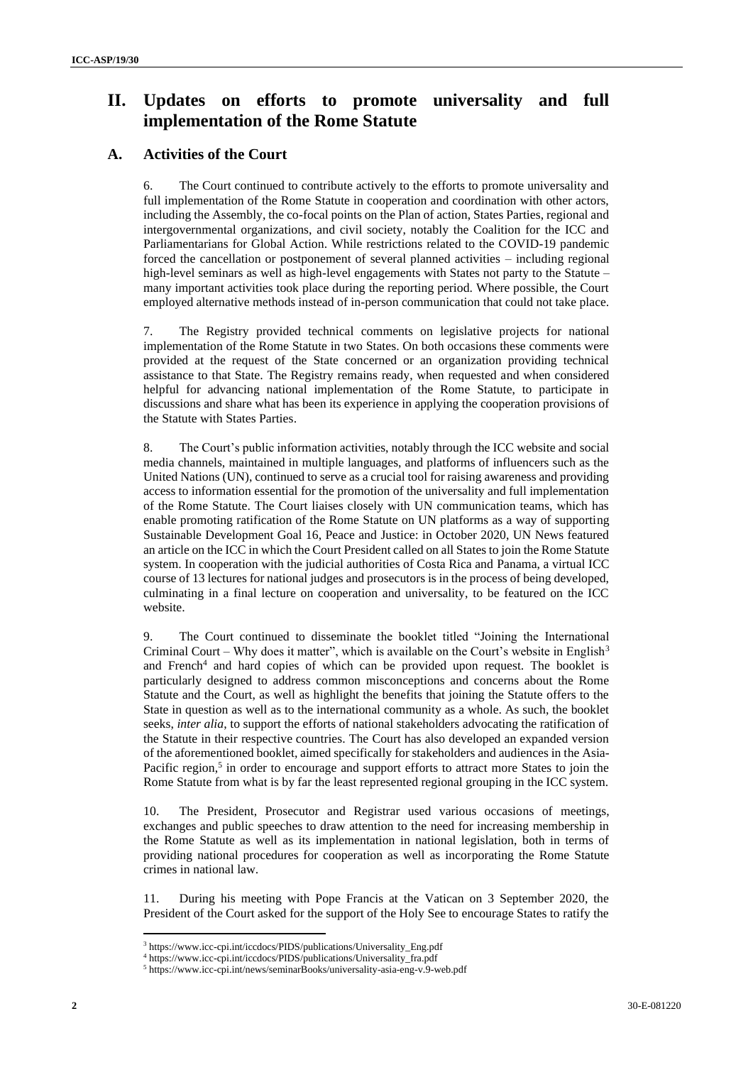# II. Updates on efforts to promote universality and full implementation of the Rome Statute

## A. Activities of the Court

6. The Court continued to contribute actively to the efforts to promote universality and full implementation of the Rome Statute in cooperation and coordination with other actors, including the Assembly, the co-focal points on the Plan of action, States Parties, regional and intergovernmental organizations, and civil society, notably the Coalition for the ICC and Parliamentarians for Global Action. While restrictions related to the COVID-19 pandemic forced the cancellation or postponement of several planned activities – including regional high-level seminars as well as high-level engagements with States not party to the Statute – many important activities took place during the reporting period. Where possible, the Court employed alternative methods instead of in-person communication that could not take place.

7. The Registry provided technical comments on legislative projects for national implementation of the Rome Statute in two States. On both occasions these comments were provided at the request of the State concerned or an organization providing technical assistance to that State. The Registry remains ready, when requested and when considered helpful for advancing national implementation of the Rome Statute, to participate in discussions and share what has been its experience in applying the cooperation provisions of the Statute with States Parties.

8. The Court's public information activities, notably through the ICC website and social media channels, maintained in multiple languages, and platforms of influencers such as the United Nations (UN), continued to serve as a crucial tool for raising awareness and providing access to information essential for the promotion of the universality and full implementation of the Rome Statute. The Court liaises closely with UN communication teams, which has enable promoting ratification of the Rome Statute on UN platforms as a way of supporting Sustainable Development Goal 16, Peace and Justice: in October 2020, UN News featured an article on the ICC in which the Court President called on all States to join the Rome Statute system. In cooperation with the judicial authorities of Costa Rica and Panama, a virtual ICC course of 13 lectures for national judges and prosecutors is in the process of being developed, culminating in a final lecture on cooperation and universality, to be featured on the ICC website.

9. The Court continued to disseminate the booklet titled "Joining the International Criminal Court – Why does it matter", which is available on the Court's website in English[3] and French[4] and hard copies of which can be provided upon request. The booklet is particularly designed to address common misconceptions and concerns about the Rome Statute and the Court, as well as highlight the benefits that joining the Statute offers to the State in question as well as to the international community as a whole. As such, the booklet seeks, *inter alia*, to support the efforts of national stakeholders advocating the ratification of the Statute in their respective countries. The Court has also developed an expanded version of the aforementioned booklet, aimed specifically for stakeholders and audiences in the Asia-Pacific region,[5] in order to encourage and support efforts to attract more States to join the Rome Statute from what is by far the least represented regional grouping in the ICC system.

10. The President, Prosecutor and Registrar used various occasions of meetings, exchanges and public speeches to draw attention to the need for increasing membership in the Rome Statute as well as its implementation in national legislation, both in terms of providing national procedures for cooperation as well as incorporating the Rome Statute crimes in national law.

11. During his meeting with Pope Francis at the Vatican on 3 September 2020, the President of the Court asked for the support of the Holy See to encourage States to ratify the

---

[3] https://www.icc-cpi.int/iccdocs/PIDS/publications/Universality_Eng.pdf

[4] https://www.icc-cpi.int/iccdocs/PIDS/publications/Universality_fra.pdf

[5] https://www.icc-cpi.int/news/seminarBooks/universality-asia-eng-v.9-web.pdf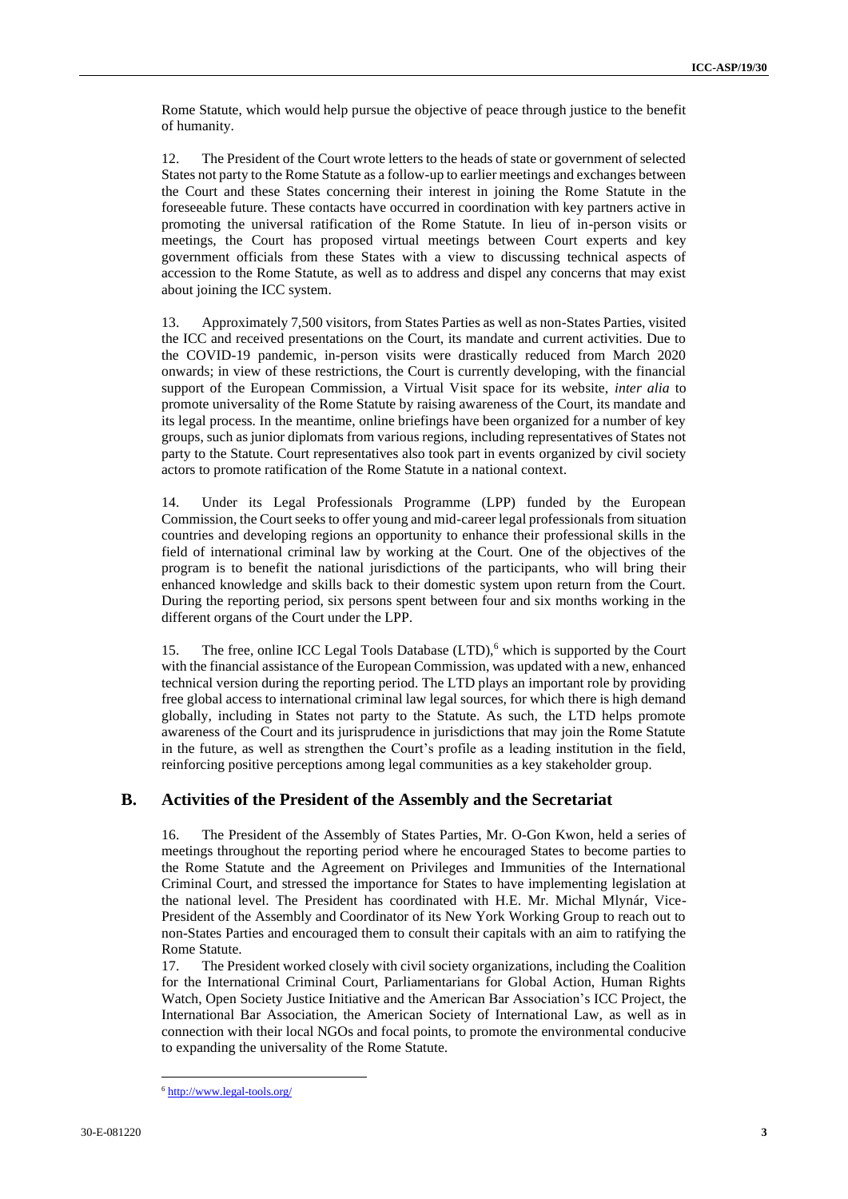Rome Statute, which would help pursue the objective of peace through justice to the benefit of humanity.

12. The President of the Court wrote letters to the heads of state or government of selected States not party to the Rome Statute as a follow-up to earlier meetings and exchanges between the Court and these States concerning their interest in joining the Rome Statute in the foreseeable future. These contacts have occurred in coordination with key partners active in promoting the universal ratification of the Rome Statute. In lieu of in-person visits or meetings, the Court has proposed virtual meetings between Court experts and key government officials from these States with a view to discussing technical aspects of accession to the Rome Statute, as well as to address and dispel any concerns that may exist about joining the ICC system.

13. Approximately 7,500 visitors, from States Parties as well as non-States Parties, visited the ICC and received presentations on the Court, its mandate and current activities. Due to the COVID-19 pandemic, in-person visits were drastically reduced from March 2020 onwards; in view of these restrictions, the Court is currently developing, with the financial support of the European Commission, a Virtual Visit space for its website, *inter alia* to promote universality of the Rome Statute by raising awareness of the Court, its mandate and its legal process. In the meantime, online briefings have been organized for a number of key groups, such as junior diplomats from various regions, including representatives of States not party to the Statute. Court representatives also took part in events organized by civil society actors to promote ratification of the Rome Statute in a national context.

14. Under its Legal Professionals Programme (LPP) funded by the European Commission, the Court seeks to offer young and mid-career legal professionals from situation countries and developing regions an opportunity to enhance their professional skills in the field of international criminal law by working at the Court. One of the objectives of the program is to benefit the national jurisdictions of the participants, who will bring their enhanced knowledge and skills back to their domestic system upon return from the Court. During the reporting period, six persons spent between four and six months working in the different organs of the Court under the LPP.

15. The free, online ICC Legal Tools Database (LTD),[6] which is supported by the Court with the financial assistance of the European Commission, was updated with a new, enhanced technical version during the reporting period. The LTD plays an important role by providing free global access to international criminal law legal sources, for which there is high demand globally, including in States not party to the Statute. As such, the LTD helps promote awareness of the Court and its jurisprudence in jurisdictions that may join the Rome Statute in the future, as well as strengthen the Court's profile as a leading institution in the field, reinforcing positive perceptions among legal communities as a key stakeholder group.

## B. Activities of the President of the Assembly and the Secretariat

16. The President of the Assembly of States Parties, Mr. O-Gon Kwon, held a series of meetings throughout the reporting period where he encouraged States to become parties to the Rome Statute and the Agreement on Privileges and Immunities of the International Criminal Court, and stressed the importance for States to have implementing legislation at the national level. The President has coordinated with H.E. Mr. Michal Mlynár, Vice-President of the Assembly and Coordinator of its New York Working Group to reach out to non-States Parties and encouraged them to consult their capitals with an aim to ratifying the Rome Statute.

17. The President worked closely with civil society organizations, including the Coalition for the International Criminal Court, Parliamentarians for Global Action, Human Rights Watch, Open Society Justice Initiative and the American Bar Association's ICC Project, the International Bar Association, the American Society of International Law, as well as in connection with their local NGOs and focal points, to promote the environmental conducive to expanding the universality of the Rome Statute.

---

[6] http://www.legal-tools.org/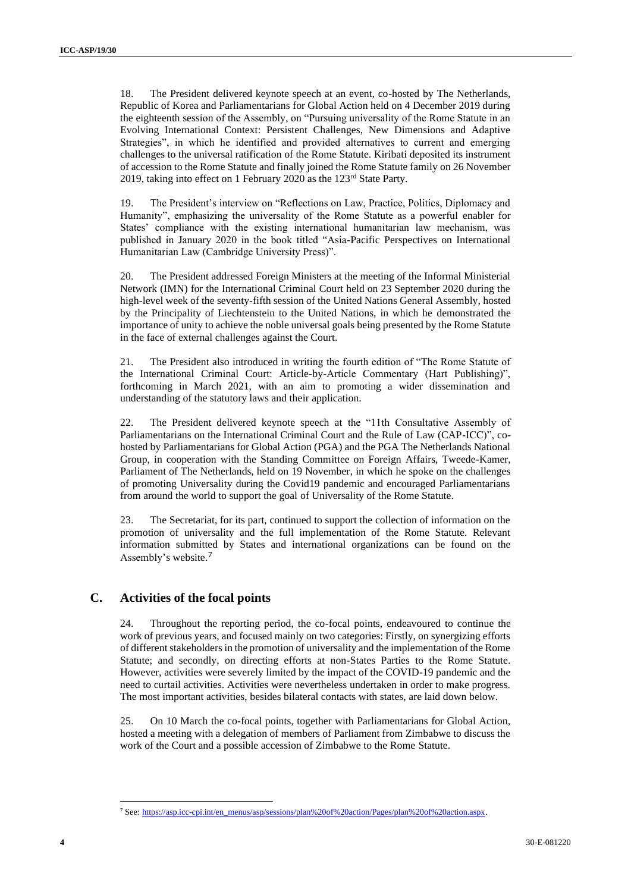18. The President delivered keynote speech at an event, co-hosted by The Netherlands, Republic of Korea and Parliamentarians for Global Action held on 4 December 2019 during the eighteenth session of the Assembly, on "Pursuing universality of the Rome Statute in an Evolving International Context: Persistent Challenges, New Dimensions and Adaptive Strategies", in which he identified and provided alternatives to current and emerging challenges to the universal ratification of the Rome Statute. Kiribati deposited its instrument of accession to the Rome Statute and finally joined the Rome Statute family on 26 November 2019, taking into effect on 1 February 2020 as the 123rd State Party.

19. The President's interview on "Reflections on Law, Practice, Politics, Diplomacy and Humanity", emphasizing the universality of the Rome Statute as a powerful enabler for States' compliance with the existing international humanitarian law mechanism, was published in January 2020 in the book titled "Asia-Pacific Perspectives on International Humanitarian Law (Cambridge University Press)".

20. The President addressed Foreign Ministers at the meeting of the Informal Ministerial Network (IMN) for the International Criminal Court held on 23 September 2020 during the high-level week of the seventy-fifth session of the United Nations General Assembly, hosted by the Principality of Liechtenstein to the United Nations, in which he demonstrated the importance of unity to achieve the noble universal goals being presented by the Rome Statute in the face of external challenges against the Court.

21. The President also introduced in writing the fourth edition of "The Rome Statute of the International Criminal Court: Article-by-Article Commentary (Hart Publishing)", forthcoming in March 2021, with an aim to promoting a wider dissemination and understanding of the statutory laws and their application.

22. The President delivered keynote speech at the "11th Consultative Assembly of Parliamentarians on the International Criminal Court and the Rule of Law (CAP-ICC)", co-hosted by Parliamentarians for Global Action (PGA) and the PGA The Netherlands National Group, in cooperation with the Standing Committee on Foreign Affairs, Tweede-Kamer, Parliament of The Netherlands, held on 19 November, in which he spoke on the challenges of promoting Universality during the Covid19 pandemic and encouraged Parliamentarians from around the world to support the goal of Universality of the Rome Statute.

23. The Secretariat, for its part, continued to support the collection of information on the promotion of universality and the full implementation of the Rome Statute. Relevant information submitted by States and international organizations can be found on the Assembly's website.[7]

## C. Activities of the focal points

24. Throughout the reporting period, the co-focal points, endeavoured to continue the work of previous years, and focused mainly on two categories: Firstly, on synergizing efforts of different stakeholders in the promotion of universality and the implementation of the Rome Statute; and secondly, on directing efforts at non-States Parties to the Rome Statute. However, activities were severely limited by the impact of the COVID-19 pandemic and the need to curtail activities. Activities were nevertheless undertaken in order to make progress. The most important activities, besides bilateral contacts with states, are laid down below.

25. On 10 March the co-focal points, together with Parliamentarians for Global Action, hosted a meeting with a delegation of members of Parliament from Zimbabwe to discuss the work of the Court and a possible accession of Zimbabwe to the Rome Statute.

---

[7] See: https://asp.icc-cpi.int/en_menus/asp/sessions/plan%20of%20action/Pages/plan%20of%20action.aspx.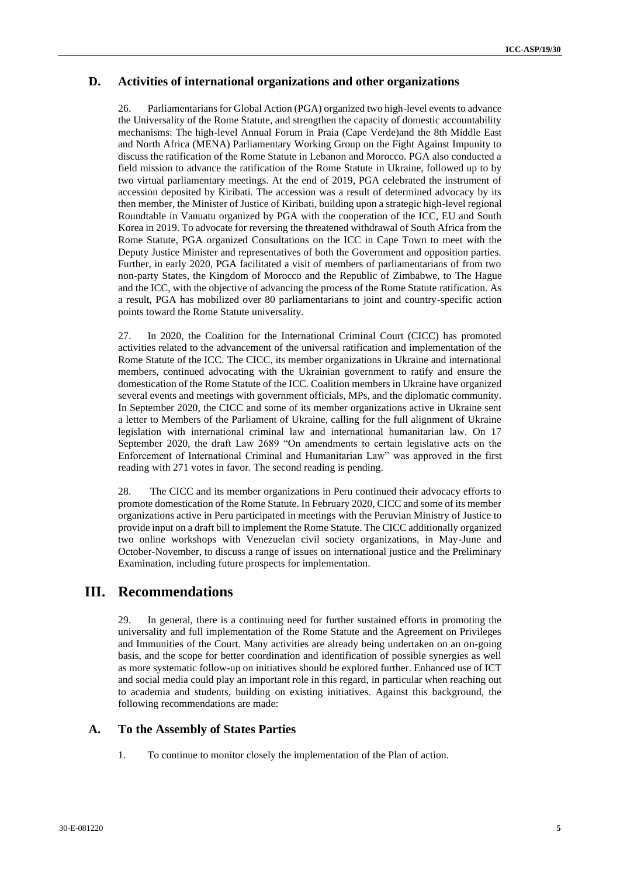## D. Activities of international organizations and other organizations

26. Parliamentarians for Global Action (PGA) organized two high-level events to advance the Universality of the Rome Statute, and strengthen the capacity of domestic accountability mechanisms: The high-level Annual Forum in Praia (Cape Verde)and the 8th Middle East and North Africa (MENA) Parliamentary Working Group on the Fight Against Impunity to discuss the ratification of the Rome Statute in Lebanon and Morocco. PGA also conducted a field mission to advance the ratification of the Rome Statute in Ukraine, followed up to by two virtual parliamentary meetings. At the end of 2019, PGA celebrated the instrument of accession deposited by Kiribati. The accession was a result of determined advocacy by its then member, the Minister of Justice of Kiribati, building upon a strategic high-level regional Roundtable in Vanuatu organized by PGA with the cooperation of the ICC, EU and South Korea in 2019. To advocate for reversing the threatened withdrawal of South Africa from the Rome Statute, PGA organized Consultations on the ICC in Cape Town to meet with the Deputy Justice Minister and representatives of both the Government and opposition parties. Further, in early 2020, PGA facilitated a visit of members of parliamentarians of from two non-party States, the Kingdom of Morocco and the Republic of Zimbabwe, to The Hague and the ICC, with the objective of advancing the process of the Rome Statute ratification. As a result, PGA has mobilized over 80 parliamentarians to joint and country-specific action points toward the Rome Statute universality.

27. In 2020, the Coalition for the International Criminal Court (CICC) has promoted activities related to the advancement of the universal ratification and implementation of the Rome Statute of the ICC. The CICC, its member organizations in Ukraine and international members, continued advocating with the Ukrainian government to ratify and ensure the domestication of the Rome Statute of the ICC. Coalition members in Ukraine have organized several events and meetings with government officials, MPs, and the diplomatic community. In September 2020, the CICC and some of its member organizations active in Ukraine sent a letter to Members of the Parliament of Ukraine, calling for the full alignment of Ukraine legislation with international criminal law and international humanitarian law. On 17 September 2020, the draft Law 2689 "On amendments to certain legislative acts on the Enforcement of International Criminal and Humanitarian Law" was approved in the first reading with 271 votes in favor. The second reading is pending.

28. The CICC and its member organizations in Peru continued their advocacy efforts to promote domestication of the Rome Statute. In February 2020, CICC and some of its member organizations active in Peru participated in meetings with the Peruvian Ministry of Justice to provide input on a draft bill to implement the Rome Statute. The CICC additionally organized two online workshops with Venezuelan civil society organizations, in May-June and October-November, to discuss a range of issues on international justice and the Preliminary Examination, including future prospects for implementation.

# III. Recommendations

29. In general, there is a continuing need for further sustained efforts in promoting the universality and full implementation of the Rome Statute and the Agreement on Privileges and Immunities of the Court. Many activities are already being undertaken on an on-going basis, and the scope for better coordination and identification of possible synergies as well as more systematic follow-up on initiatives should be explored further. Enhanced use of ICT and social media could play an important role in this regard, in particular when reaching out to academia and students, building on existing initiatives. Against this background, the following recommendations are made:

## A. To the Assembly of States Parties

1. To continue to monitor closely the implementation of the Plan of action.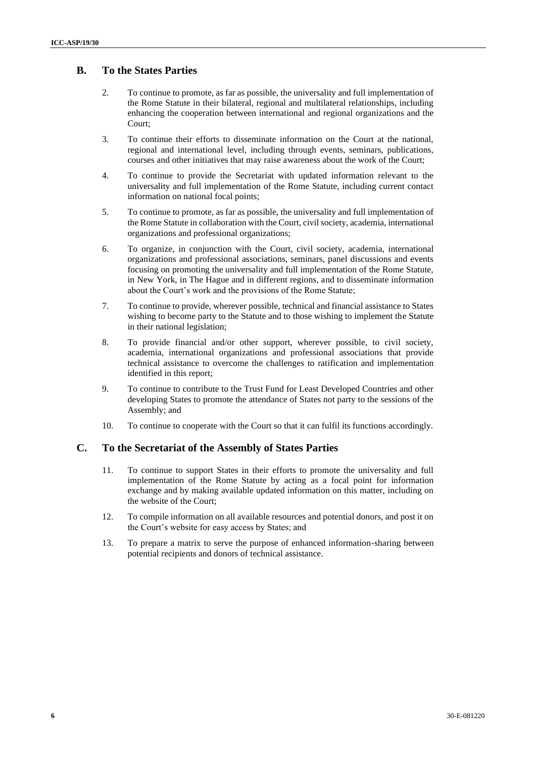## B. To the States Parties

2. To continue to promote, as far as possible, the universality and full implementation of the Rome Statute in their bilateral, regional and multilateral relationships, including enhancing the cooperation between international and regional organizations and the Court;

3. To continue their efforts to disseminate information on the Court at the national, regional and international level, including through events, seminars, publications, courses and other initiatives that may raise awareness about the work of the Court;

4. To continue to provide the Secretariat with updated information relevant to the universality and full implementation of the Rome Statute, including current contact information on national focal points;

5. To continue to promote, as far as possible, the universality and full implementation of the Rome Statute in collaboration with the Court, civil society, academia, international organizations and professional organizations;

6. To organize, in conjunction with the Court, civil society, academia, international organizations and professional associations, seminars, panel discussions and events focusing on promoting the universality and full implementation of the Rome Statute, in New York, in The Hague and in different regions, and to disseminate information about the Court's work and the provisions of the Rome Statute;

7. To continue to provide, wherever possible, technical and financial assistance to States wishing to become party to the Statute and to those wishing to implement the Statute in their national legislation;

8. To provide financial and/or other support, wherever possible, to civil society, academia, international organizations and professional associations that provide technical assistance to overcome the challenges to ratification and implementation identified in this report;

9. To continue to contribute to the Trust Fund for Least Developed Countries and other developing States to promote the attendance of States not party to the sessions of the Assembly; and

10. To continue to cooperate with the Court so that it can fulfil its functions accordingly.

## C. To the Secretariat of the Assembly of States Parties

11. To continue to support States in their efforts to promote the universality and full implementation of the Rome Statute by acting as a focal point for information exchange and by making available updated information on this matter, including on the website of the Court;

12. To compile information on all available resources and potential donors, and post it on the Court's website for easy access by States; and

13. To prepare a matrix to serve the purpose of enhanced information-sharing between potential recipients and donors of technical assistance.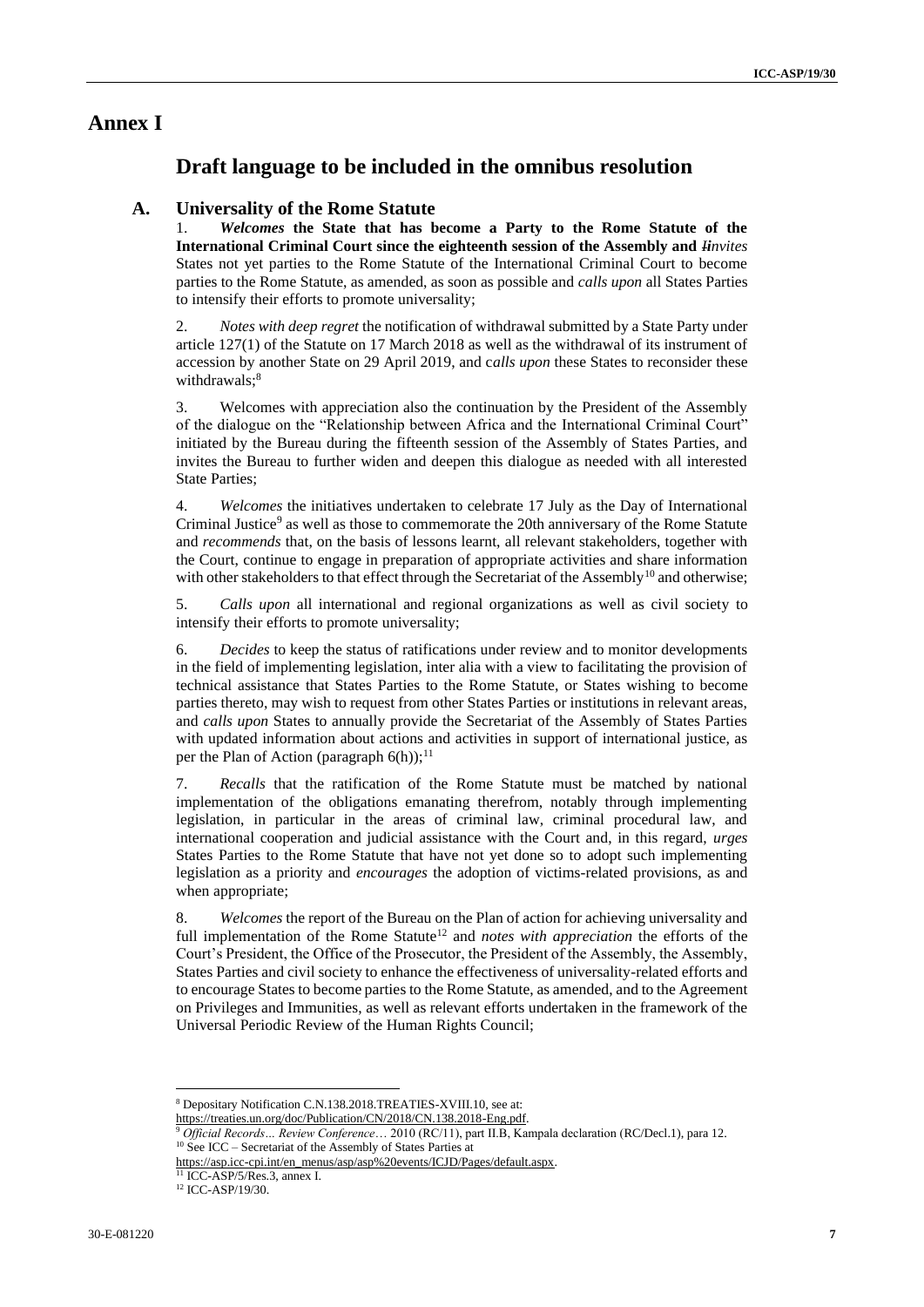# Annex I

## Draft language to be included in the omnibus resolution

### A. Universality of the Rome Statute

1. ***Welcomes* the State that has become a Party to the Rome Statute of the International Criminal Court since the eighteenth session of the Assembly and** ~~*I*~~*invites* States not yet parties to the Rome Statute of the International Criminal Court to become parties to the Rome Statute, as amended, as soon as possible and *calls upon* all States Parties to intensify their efforts to promote universality;

2. *Notes with deep regret* the notification of withdrawal submitted by a State Party under article 127(1) of the Statute on 17 March 2018 as well as the withdrawal of its instrument of accession by another State on 29 April 2019, and c*alls upon* these States to reconsider these withdrawals;[8]

3. Welcomes with appreciation also the continuation by the President of the Assembly of the dialogue on the "Relationship between Africa and the International Criminal Court" initiated by the Bureau during the fifteenth session of the Assembly of States Parties, and invites the Bureau to further widen and deepen this dialogue as needed with all interested State Parties;

4. *Welcomes* the initiatives undertaken to celebrate 17 July as the Day of International Criminal Justice[9] as well as those to commemorate the 20th anniversary of the Rome Statute and *recommends* that, on the basis of lessons learnt, all relevant stakeholders, together with the Court, continue to engage in preparation of appropriate activities and share information with other stakeholders to that effect through the Secretariat of the Assembly[10] and otherwise;

5. *Calls upon* all international and regional organizations as well as civil society to intensify their efforts to promote universality;

6. *Decides* to keep the status of ratifications under review and to monitor developments in the field of implementing legislation, inter alia with a view to facilitating the provision of technical assistance that States Parties to the Rome Statute, or States wishing to become parties thereto, may wish to request from other States Parties or institutions in relevant areas, and *calls upon* States to annually provide the Secretariat of the Assembly of States Parties with updated information about actions and activities in support of international justice, as per the Plan of Action (paragraph 6(h));[11]

7. *Recalls* that the ratification of the Rome Statute must be matched by national implementation of the obligations emanating therefrom, notably through implementing legislation, in particular in the areas of criminal law, criminal procedural law, and international cooperation and judicial assistance with the Court and, in this regard, *urges* States Parties to the Rome Statute that have not yet done so to adopt such implementing legislation as a priority and *encourages* the adoption of victims-related provisions, as and when appropriate;

8. *Welcomes* the report of the Bureau on the Plan of action for achieving universality and full implementation of the Rome Statute[12] and *notes with appreciation* the efforts of the Court's President, the Office of the Prosecutor, the President of the Assembly, the Assembly, States Parties and civil society to enhance the effectiveness of universality-related efforts and to encourage States to become parties to the Rome Statute, as amended, and to the Agreement on Privileges and Immunities, as well as relevant efforts undertaken in the framework of the Universal Periodic Review of the Human Rights Council;

---

[8] Depositary Notification C.N.138.2018.TREATIES-XVIII.10, see at: https://treaties.un.org/doc/Publication/CN/2018/CN.138.2018-Eng.pdf.

[9] *Official Records… Review Conference*… 2010 (RC/11), part II.B, Kampala declaration (RC/Decl.1), para 12.

[10] See ICC – Secretariat of the Assembly of States Parties at https://asp.icc-cpi.int/en_menus/asp/asp%20events/ICJD/Pages/default.aspx.

[11] ICC-ASP/5/Res.3, annex I.

[12] ICC-ASP/19/30.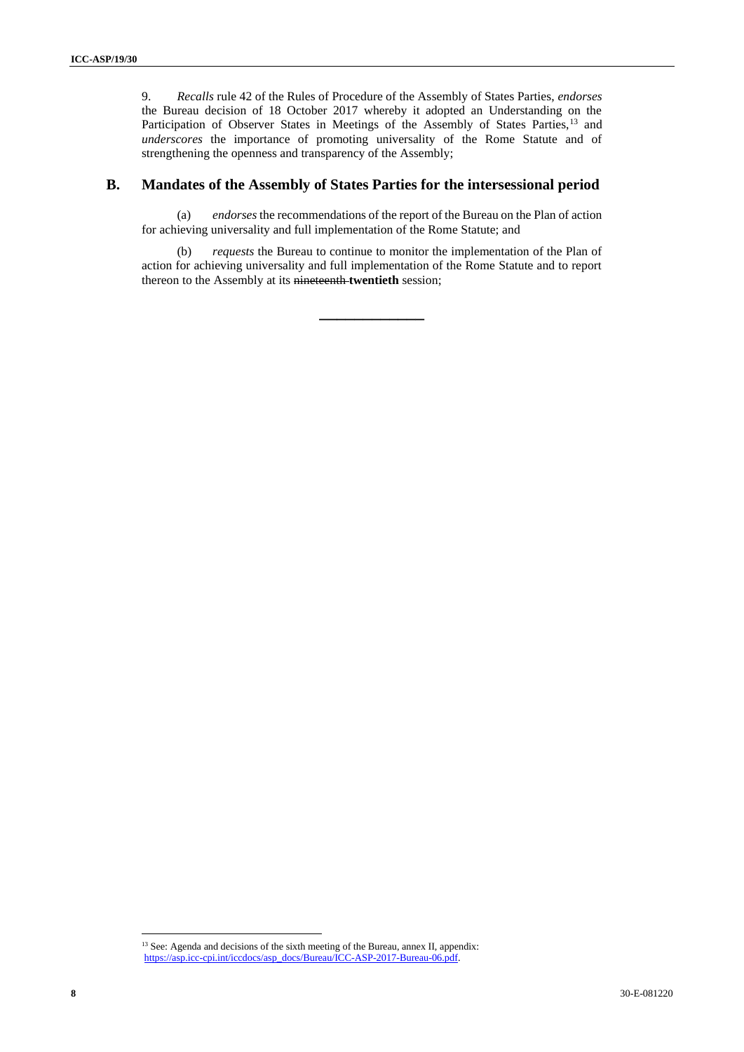9. *Recalls* rule 42 of the Rules of Procedure of the Assembly of States Parties, *endorses* the Bureau decision of 18 October 2017 whereby it adopted an Understanding on the Participation of Observer States in Meetings of the Assembly of States Parties,[13] and *underscores* the importance of promoting universality of the Rome Statute and of strengthening the openness and transparency of the Assembly;

## B. Mandates of the Assembly of States Parties for the intersessional period

(a) *endorses* the recommendations of the report of the Bureau on the Plan of action for achieving universality and full implementation of the Rome Statute; and

(b) *requests* the Bureau to continue to monitor the implementation of the Plan of action for achieving universality and full implementation of the Rome Statute and to report thereon to the Assembly at its ~~nineteenth~~ **twentieth** session;

---

[13] See: Agenda and decisions of the sixth meeting of the Bureau, annex II, appendix: https://asp.icc-cpi.int/iccdocs/asp_docs/Bureau/ICC-ASP-2017-Bureau-06.pdf.